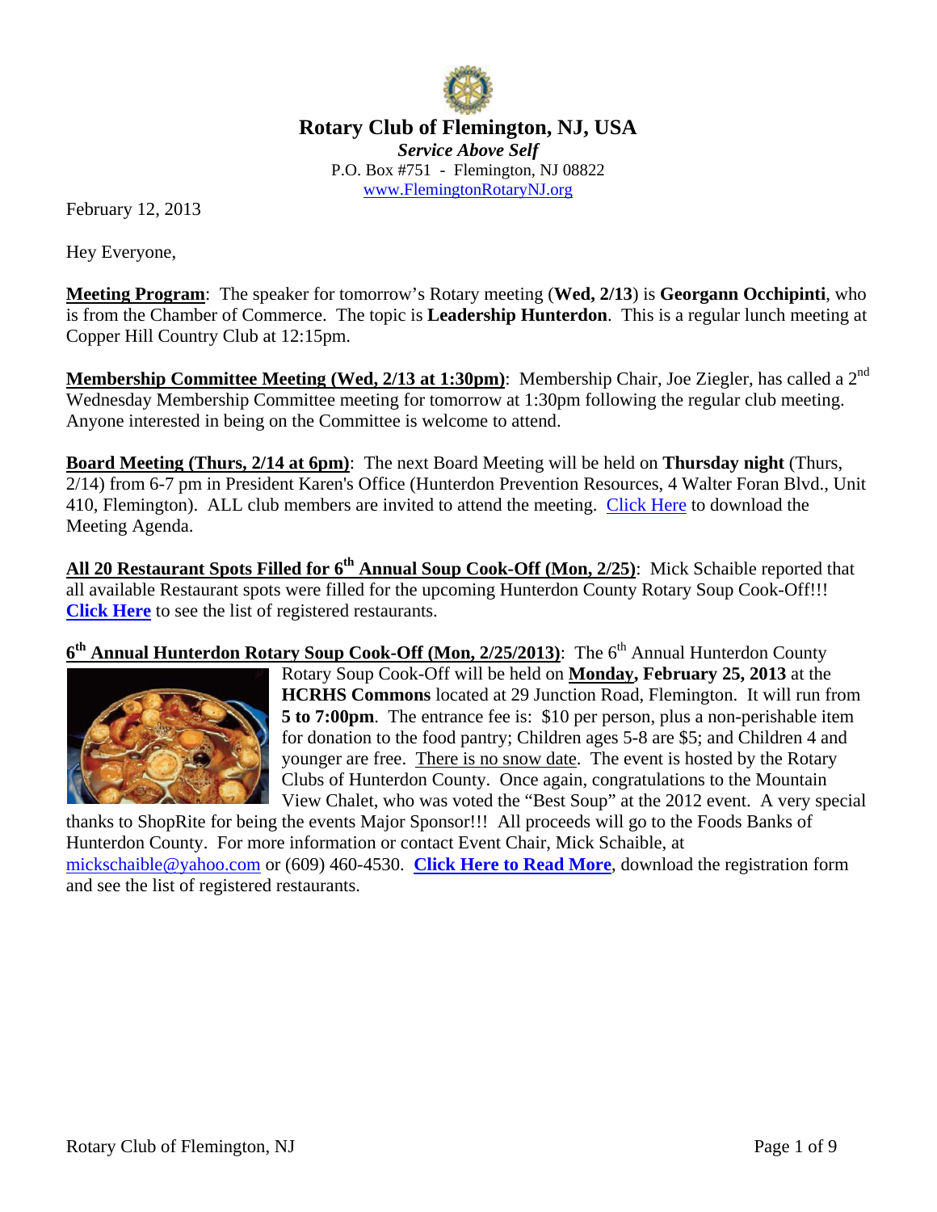# Rotary Club of Flemington, NJ, USA

***Service Above Self***

P.O. Box #751 - Flemington, NJ 08822

www.FlemingtonRotaryNJ.org

February 12, 2013

Hey Everyone,

**Meeting Program**: The speaker for tomorrow's Rotary meeting (**Wed, 2/13**) is **Georgann Occhipinti**, who is from the Chamber of Commerce. The topic is **Leadership Hunterdon**. This is a regular lunch meeting at Copper Hill Country Club at 12:15pm.

**Membership Committee Meeting (Wed, 2/13 at 1:30pm)**: Membership Chair, Joe Ziegler, has called a 2nd Wednesday Membership Committee meeting for tomorrow at 1:30pm following the regular club meeting. Anyone interested in being on the Committee is welcome to attend.

**Board Meeting (Thurs, 2/14 at 6pm)**: The next Board Meeting will be held on **Thursday night** (Thurs, 2/14) from 6-7 pm in President Karen's Office (Hunterdon Prevention Resources, 4 Walter Foran Blvd., Unit 410, Flemington). ALL club members are invited to attend the meeting. Click Here to download the Meeting Agenda.

**All 20 Restaurant Spots Filled for 6th Annual Soup Cook-Off (Mon, 2/25)**: Mick Schaible reported that all available Restaurant spots were filled for the upcoming Hunterdon County Rotary Soup Cook-Off!!! **Click Here** to see the list of registered restaurants.

**6th Annual Hunterdon Rotary Soup Cook-Off (Mon, 2/25/2013)**: The 6th Annual Hunterdon County Rotary Soup Cook-Off will be held on **Monday, February 25, 2013** at the **HCRHS Commons** located at 29 Junction Road, Flemington. It will run from **5 to 7:00pm**. The entrance fee is: $10 per person, plus a non-perishable item for donation to the food pantry; Children ages 5-8 are $5; and Children 4 and younger are free. There is no snow date. The event is hosted by the Rotary Clubs of Hunterdon County. Once again, congratulations to the Mountain View Chalet, who was voted the "Best Soup" at the 2012 event. A very special thanks to ShopRite for being the events Major Sponsor!!! All proceeds will go to the Foods Banks of Hunterdon County. For more information or contact Event Chair, Mick Schaible, at mickschaible@yahoo.com or (609) 460-4530. **Click Here to Read More**, download the registration form and see the list of registered restaurants.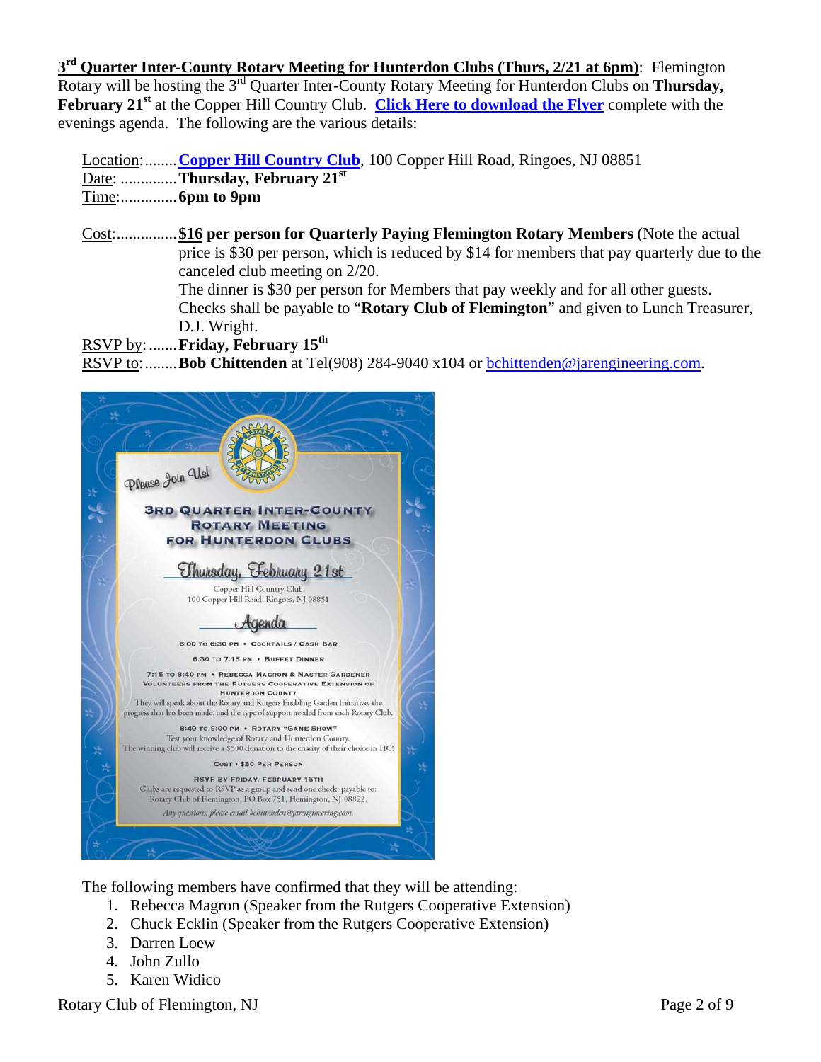**3[rd] Quarter Inter-County Rotary Meeting for Hunterdon Clubs (Thurs, 2/21 at 6pm)**: Flemington Rotary will be hosting the 3[rd] Quarter Inter-County Rotary Meeting for Hunterdon Clubs on **Thursday, February 21[st]** at the Copper Hill Country Club. **Click Here to download the Flyer** complete with the evenings agenda. The following are the various details:

Location:........ **Copper Hill Country Club**, 100 Copper Hill Road, Ringoes, NJ 08851
Date: ............. **Thursday, February 21[st]**
Time:............. **6pm to 9pm**

Cost:.............. **$16 per person for Quarterly Paying Flemington Rotary Members** (Note the actual price is $30 per person, which is reduced by $14 for members that pay quarterly due to the canceled club meeting on 2/20.
The dinner is $30 per person for Members that pay weekly and for all other guests.
Checks shall be payable to "**Rotary Club of Flemington**" and given to Lunch Treasurer, D.J. Wright.

RSVP by:....... **Friday, February 15[th]**
RSVP to:........ **Bob Chittenden** at Tel(908) 284-9040 x104 or bchittenden@jarengineering.com.

*Please Join Us!*

**3RD QUARTER INTER-COUNTY ROTARY MEETING FOR HUNTERDON CLUBS**

*Thursday, February 21st*

Copper Hill Country Club
100 Copper Hill Road, Ringoes, NJ 08851

*Agenda*

6:00 TO 6:30 PM • COCKTAILS / CASH BAR

6:30 TO 7:15 PM • BUFFET DINNER

7:15 TO 8:40 PM • REBECCA MAGRON & MASTER GARDENER VOLUNTEERS FROM THE RUTGERS COOPERATIVE EXTENSION OF HUNTERDON COUNTY
They will speak about the Rotary and Rutgers Enabling Garden Initiative, the progress that has been made, and the type of support needed from each Rotary Club.

8:40 TO 9:00 PM • ROTARY "GAME SHOW"
Test your knowledge of Rotary and Hunterdon County.
The winning club will receive a $500 donation to the charity of their choice in HC!

COST • $30 PER PERSON

RSVP BY FRIDAY, FEBRUARY 15TH
Clubs are requested to RSVP as a group and send one check, payable to: Rotary Club of Flemington, PO Box 751, Flemington, NJ 08822.
*Any questions, please email bchittenden@jarengineering.com.*

The following members have confirmed that they will be attending:

1. Rebecca Magron (Speaker from the Rutgers Cooperative Extension)
2. Chuck Ecklin (Speaker from the Rutgers Cooperative Extension)
3. Darren Loew
4. John Zullo
5. Karen Widico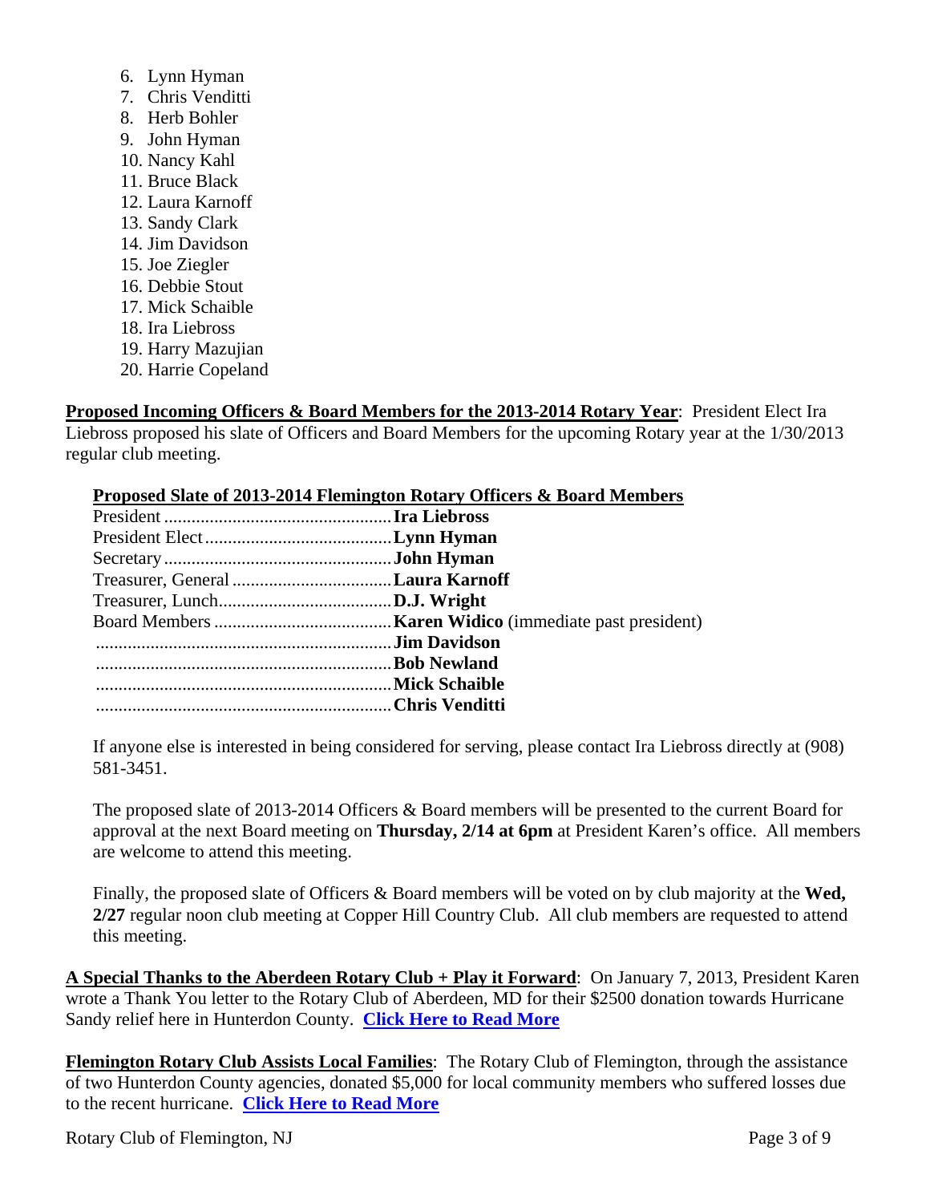6. Lynn Hyman
7. Chris Venditti
8. Herb Bohler
9. John Hyman
10. Nancy Kahl
11. Bruce Black
12. Laura Karnoff
13. Sandy Clark
14. Jim Davidson
15. Joe Ziegler
16. Debbie Stout
17. Mick Schaible
18. Ira Liebross
19. Harry Mazujian
20. Harrie Copeland

**Proposed Incoming Officers & Board Members for the 2013-2014 Rotary Year**: President Elect Ira Liebross proposed his slate of Officers and Board Members for the upcoming Rotary year at the 1/30/2013 regular club meeting.

**Proposed Slate of 2013-2014 Flemington Rotary Officers & Board Members**

| | |
|---|---|
| President | **Ira Liebross** |
| President Elect | **Lynn Hyman** |
| Secretary | **John Hyman** |
| Treasurer, General | **Laura Karnoff** |
| Treasurer, Lunch | **D.J. Wright** |
| Board Members | **Karen Widico** (immediate past president) |
| | **Jim Davidson** |
| | **Bob Newland** |
| | **Mick Schaible** |
| | **Chris Venditti** |

If anyone else is interested in being considered for serving, please contact Ira Liebross directly at (908) 581-3451.

The proposed slate of 2013-2014 Officers & Board members will be presented to the current Board for approval at the next Board meeting on **Thursday, 2/14 at 6pm** at President Karen's office. All members are welcome to attend this meeting.

Finally, the proposed slate of Officers & Board members will be voted on by club majority at the **Wed, 2/27** regular noon club meeting at Copper Hill Country Club. All club members are requested to attend this meeting.

**A Special Thanks to the Aberdeen Rotary Club + Play it Forward**: On January 7, 2013, President Karen wrote a Thank You letter to the Rotary Club of Aberdeen, MD for their $2500 donation towards Hurricane Sandy relief here in Hunterdon County. **Click Here to Read More**

**Flemington Rotary Club Assists Local Families**: The Rotary Club of Flemington, through the assistance of two Hunterdon County agencies, donated $5,000 for local community members who suffered losses due to the recent hurricane. **Click Here to Read More**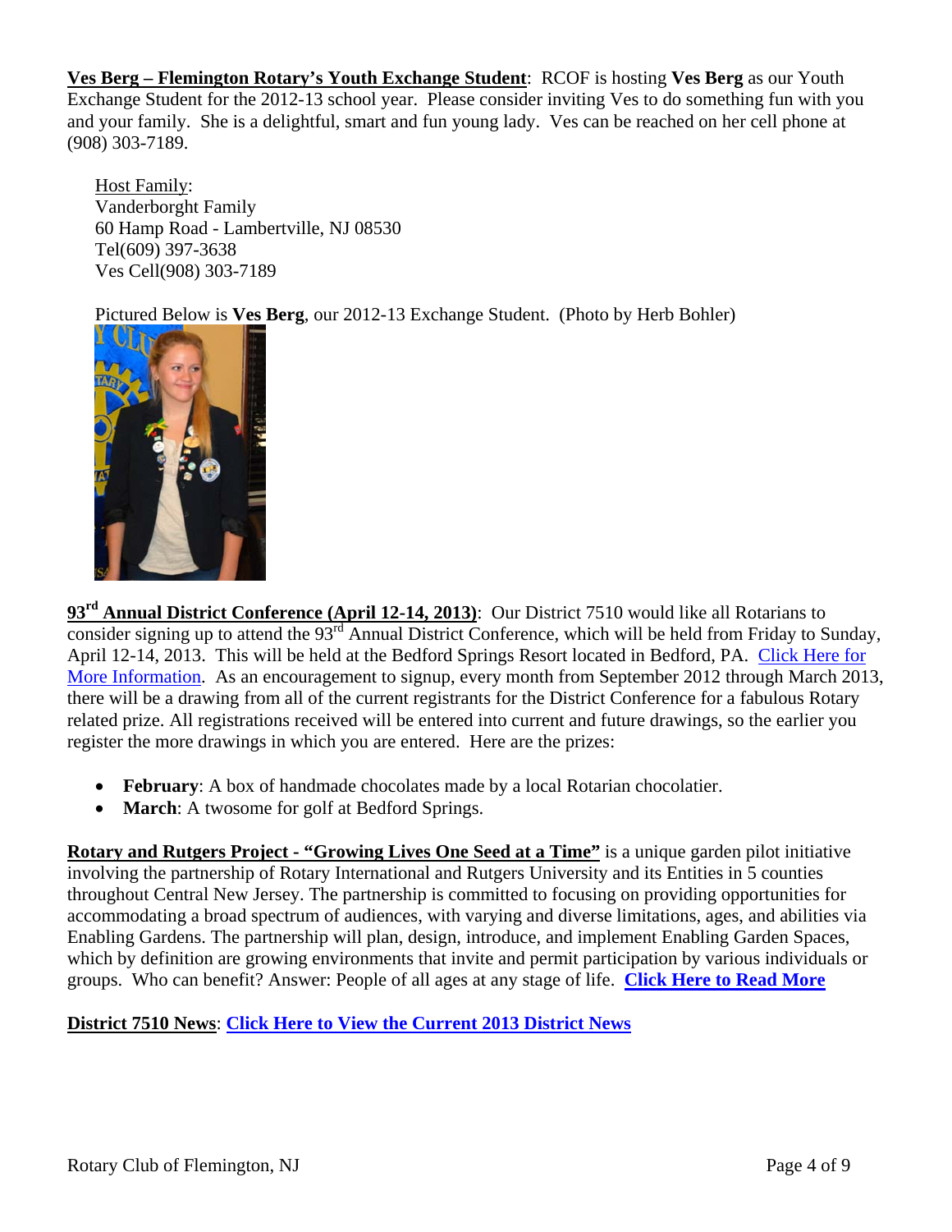**Ves Berg – Flemington Rotary's Youth Exchange Student**: RCOF is hosting **Ves Berg** as our Youth Exchange Student for the 2012-13 school year. Please consider inviting Ves to do something fun with you and your family. She is a delightful, smart and fun young lady. Ves can be reached on her cell phone at (908) 303-7189.

Host Family:
Vanderborght Family
60 Hamp Road - Lambertville, NJ 08530
Tel(609) 397-3638
Ves Cell(908) 303-7189

Pictured Below is **Ves Berg**, our 2012-13 Exchange Student. (Photo by Herb Bohler)

**93rd Annual District Conference (April 12-14, 2013)**: Our District 7510 would like all Rotarians to consider signing up to attend the 93rd Annual District Conference, which will be held from Friday to Sunday, April 12-14, 2013. This will be held at the Bedford Springs Resort located in Bedford, PA. Click Here for More Information. As an encouragement to signup, every month from September 2012 through March 2013, there will be a drawing from all of the current registrants for the District Conference for a fabulous Rotary related prize. All registrations received will be entered into current and future drawings, so the earlier you register the more drawings in which you are entered. Here are the prizes:

- **February**: A box of handmade chocolates made by a local Rotarian chocolatier.
- **March**: A twosome for golf at Bedford Springs.

**Rotary and Rutgers Project - "Growing Lives One Seed at a Time"** is a unique garden pilot initiative involving the partnership of Rotary International and Rutgers University and its Entities in 5 counties throughout Central New Jersey. The partnership is committed to focusing on providing opportunities for accommodating a broad spectrum of audiences, with varying and diverse limitations, ages, and abilities via Enabling Gardens. The partnership will plan, design, introduce, and implement Enabling Garden Spaces, which by definition are growing environments that invite and permit participation by various individuals or groups. Who can benefit? Answer: People of all ages at any stage of life. **Click Here to Read More**

**District 7510 News**: **Click Here to View the Current 2013 District News**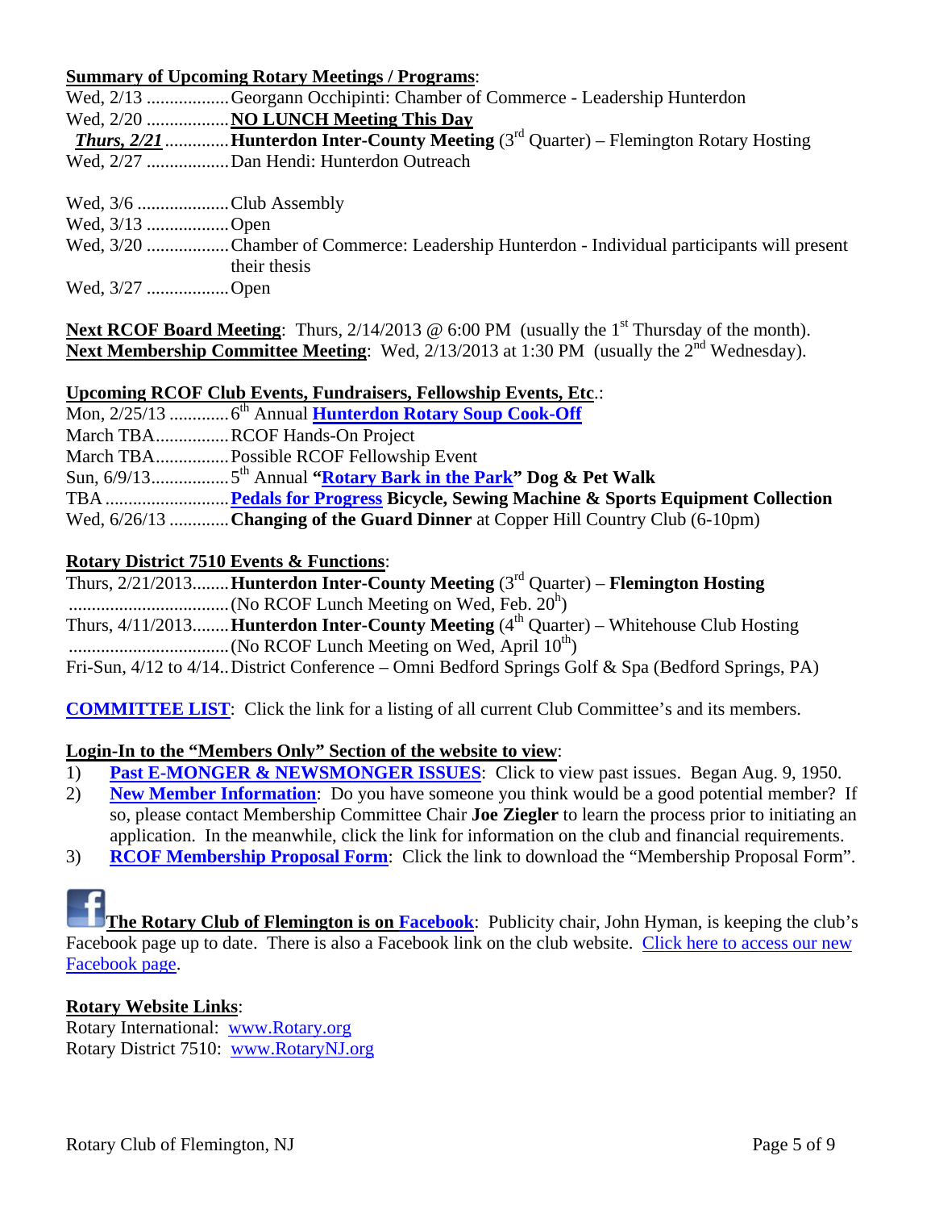**Summary of Upcoming Rotary Meetings / Programs**:

Wed, 2/13 .................. Georgann Occhipinti: Chamber of Commerce - Leadership Hunterdon
Wed, 2/20 .................. **NO LUNCH Meeting This Day**
***Thurs, 2/21*** ............. **Hunterdon Inter-County Meeting** (3rd Quarter) – Flemington Rotary Hosting
Wed, 2/27 .................. Dan Hendi: Hunterdon Outreach

Wed, 3/6 .................... Club Assembly
Wed, 3/13 .................. Open
Wed, 3/20 .................. Chamber of Commerce: Leadership Hunterdon - Individual participants will present their thesis
Wed, 3/27 .................. Open

**Next RCOF Board Meeting**: Thurs, 2/14/2013 @ 6:00 PM (usually the 1st Thursday of the month).
**Next Membership Committee Meeting**: Wed, 2/13/2013 at 1:30 PM (usually the 2nd Wednesday).

**Upcoming RCOF Club Events, Fundraisers, Fellowship Events, Etc**.:

Mon, 2/25/13 ............. 6th Annual **Hunterdon Rotary Soup Cook-Off**
March TBA................ RCOF Hands-On Project
March TBA................ Possible RCOF Fellowship Event
Sun, 6/9/13................. 5th Annual **"Rotary Bark in the Park" Dog & Pet Walk**
TBA ........................... **Pedals for Progress Bicycle, Sewing Machine & Sports Equipment Collection**
Wed, 6/26/13 ............. **Changing of the Guard Dinner** at Copper Hill Country Club (6-10pm)

**Rotary District 7510 Events & Functions**:

Thurs, 2/21/2013........ **Hunterdon Inter-County Meeting** (3rd Quarter) – **Flemington Hosting**
................................... (No RCOF Lunch Meeting on Wed, Feb. 20h)
Thurs, 4/11/2013........ **Hunterdon Inter-County Meeting** (4th Quarter) – Whitehouse Club Hosting
................................... (No RCOF Lunch Meeting on Wed, April 10th)
Fri-Sun, 4/12 to 4/14.. District Conference – Omni Bedford Springs Golf & Spa (Bedford Springs, PA)

**COMMITTEE LIST**: Click the link for a listing of all current Club Committee's and its members.

**Login-In to the "Members Only" Section of the website to view**:

1) **Past E-MONGER & NEWSMONGER ISSUES**: Click to view past issues. Began Aug. 9, 1950.
2) **New Member Information**: Do you have someone you think would be a good potential member? If so, please contact Membership Committee Chair **Joe Ziegler** to learn the process prior to initiating an application. In the meanwhile, click the link for information on the club and financial requirements.
3) **RCOF Membership Proposal Form**: Click the link to download the "Membership Proposal Form".

**The Rotary Club of Flemington is on Facebook**: Publicity chair, John Hyman, is keeping the club's Facebook page up to date. There is also a Facebook link on the club website. Click here to access our new Facebook page.

**Rotary Website Links**:

Rotary International: www.Rotary.org
Rotary District 7510: www.RotaryNJ.org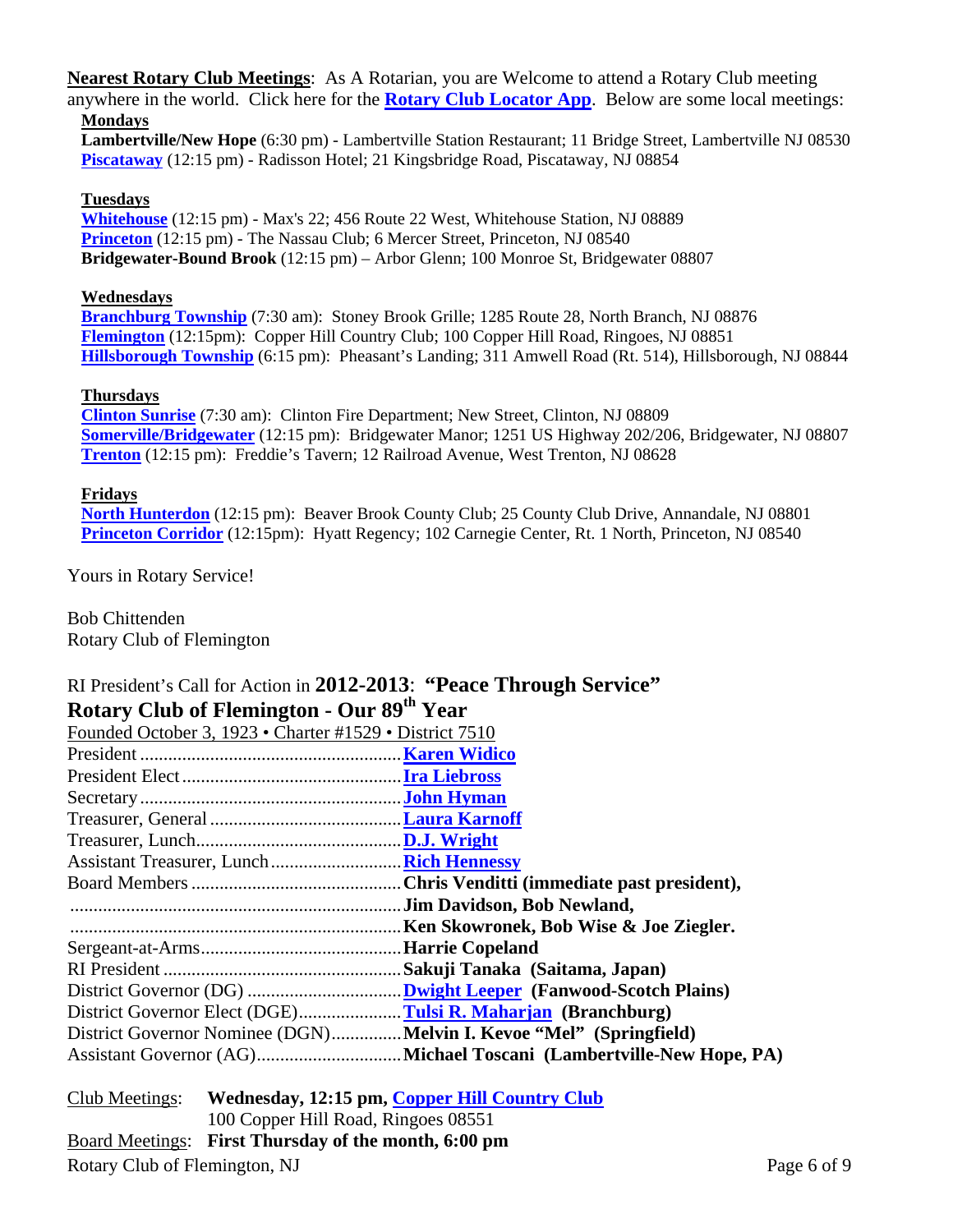**Nearest Rotary Club Meetings**: As A Rotarian, you are Welcome to attend a Rotary Club meeting anywhere in the world. Click here for the **Rotary Club Locator App**. Below are some local meetings:

**Mondays**

**Lambertville/New Hope** (6:30 pm) - Lambertville Station Restaurant; 11 Bridge Street, Lambertville NJ 08530
**Piscataway** (12:15 pm) - Radisson Hotel; 21 Kingsbridge Road, Piscataway, NJ 08854

**Tuesdays**

**Whitehouse** (12:15 pm) - Max's 22; 456 Route 22 West, Whitehouse Station, NJ 08889
**Princeton** (12:15 pm) - The Nassau Club; 6 Mercer Street, Princeton, NJ 08540
**Bridgewater-Bound Brook** (12:15 pm) – Arbor Glenn; 100 Monroe St, Bridgewater 08807

**Wednesdays**

**Branchburg Township** (7:30 am): Stoney Brook Grille; 1285 Route 28, North Branch, NJ 08876
**Flemington** (12:15pm): Copper Hill Country Club; 100 Copper Hill Road, Ringoes, NJ 08851
**Hillsborough Township** (6:15 pm): Pheasant's Landing; 311 Amwell Road (Rt. 514), Hillsborough, NJ 08844

**Thursdays**

**Clinton Sunrise** (7:30 am): Clinton Fire Department; New Street, Clinton, NJ 08809
**Somerville/Bridgewater** (12:15 pm): Bridgewater Manor; 1251 US Highway 202/206, Bridgewater, NJ 08807
**Trenton** (12:15 pm): Freddie's Tavern; 12 Railroad Avenue, West Trenton, NJ 08628

**Fridays**

**North Hunterdon** (12:15 pm): Beaver Brook County Club; 25 County Club Drive, Annandale, NJ 08801
**Princeton Corridor** (12:15pm): Hyatt Regency; 102 Carnegie Center, Rt. 1 North, Princeton, NJ 08540

Yours in Rotary Service!

Bob Chittenden
Rotary Club of Flemington

RI President's Call for Action in **2012-2013**: **"Peace Through Service"**

## Rotary Club of Flemington - Our 89th Year

Founded October 3, 1923 • Charter #1529 • District 7510

| | |
|---|---|
| President | **Karen Widico** |
| President Elect | **Ira Liebross** |
| Secretary | **John Hyman** |
| Treasurer, General | **Laura Karnoff** |
| Treasurer, Lunch | **D.J. Wright** |
| Assistant Treasurer, Lunch | **Rich Hennessy** |
| Board Members | **Chris Venditti (immediate past president),** |
| | **Jim Davidson, Bob Newland,** |
| | **Ken Skowronek, Bob Wise & Joe Ziegler.** |
| Sergeant-at-Arms | **Harrie Copeland** |
| RI President | **Sakuji Tanaka (Saitama, Japan)** |
| District Governor (DG) | **Dwight Leeper (Fanwood-Scotch Plains)** |
| District Governor Elect (DGE) | **Tulsi R. Maharjan (Branchburg)** |
| District Governor Nominee (DGN) | **Melvin I. Kevoe "Mel" (Springfield)** |
| Assistant Governor (AG) | **Michael Toscani (Lambertville-New Hope, PA)** |

Club Meetings: **Wednesday, 12:15 pm, Copper Hill Country Club**
100 Copper Hill Road, Ringoes 08551

Board Meetings: **First Thursday of the month, 6:00 pm**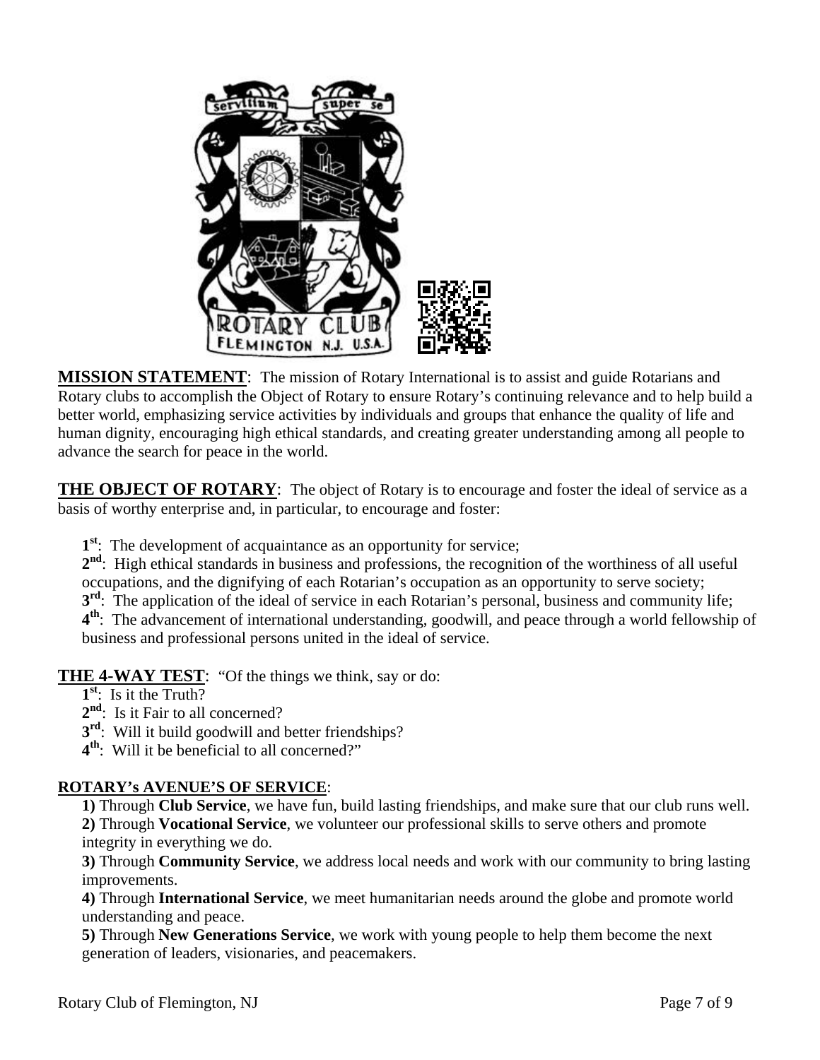**MISSION STATEMENT**: The mission of Rotary International is to assist and guide Rotarians and Rotary clubs to accomplish the Object of Rotary to ensure Rotary's continuing relevance and to help build a better world, emphasizing service activities by individuals and groups that enhance the quality of life and human dignity, encouraging high ethical standards, and creating greater understanding among all people to advance the search for peace in the world.

**THE OBJECT OF ROTARY**: The object of Rotary is to encourage and foster the ideal of service as a basis of worthy enterprise and, in particular, to encourage and foster:

**1st**: The development of acquaintance as an opportunity for service;
**2nd**: High ethical standards in business and professions, the recognition of the worthiness of all useful occupations, and the dignifying of each Rotarian's occupation as an opportunity to serve society;
**3rd**: The application of the ideal of service in each Rotarian's personal, business and community life;
**4th**: The advancement of international understanding, goodwill, and peace through a world fellowship of business and professional persons united in the ideal of service.

**THE 4-WAY TEST**: "Of the things we think, say or do:

**1st**: Is it the Truth?
**2nd**: Is it Fair to all concerned?
**3rd**: Will it build goodwill and better friendships?
**4th**: Will it be beneficial to all concerned?"

**ROTARY's AVENUE'S OF SERVICE**:

**1)** Through **Club Service**, we have fun, build lasting friendships, and make sure that our club runs well.
**2)** Through **Vocational Service**, we volunteer our professional skills to serve others and promote integrity in everything we do.
**3)** Through **Community Service**, we address local needs and work with our community to bring lasting improvements.
**4)** Through **International Service**, we meet humanitarian needs around the globe and promote world understanding and peace.
**5)** Through **New Generations Service**, we work with young people to help them become the next generation of leaders, visionaries, and peacemakers.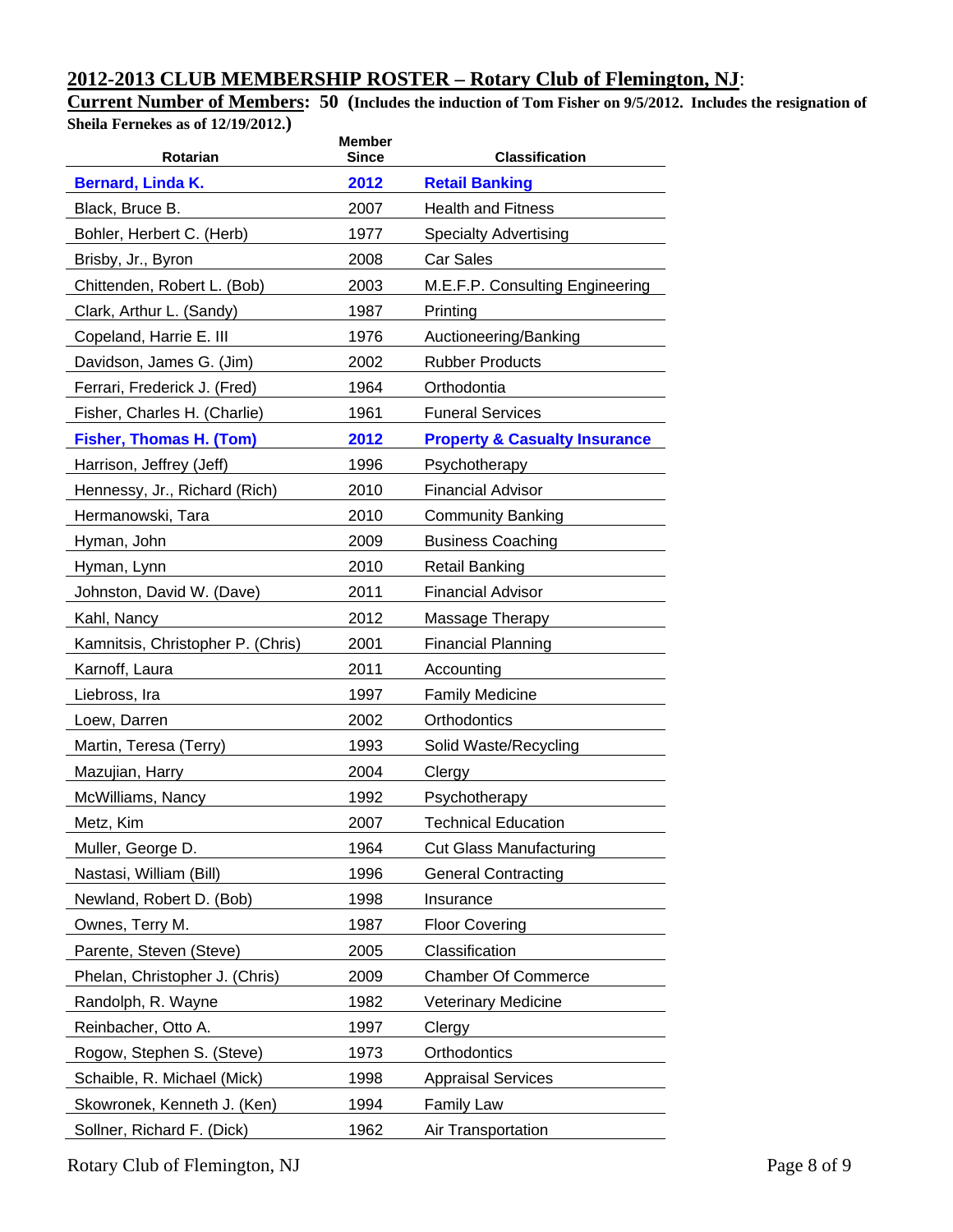## 2012-2013 CLUB MEMBERSHIP ROSTER – Rotary Club of Flemington, NJ:

**Current Number of Members: 50 (Includes the induction of Tom Fisher on 9/5/2012. Includes the resignation of Sheila Fernekes as of 12/19/2012.)**

| Rotarian | Member Since | Classification |
|---|---|---|
| **Bernard, Linda K.** | **2012** | **Retail Banking** |
| Black, Bruce B. | 2007 | Health and Fitness |
| Bohler, Herbert C. (Herb) | 1977 | Specialty Advertising |
| Brisby, Jr., Byron | 2008 | Car Sales |
| Chittenden, Robert L. (Bob) | 2003 | M.E.F.P. Consulting Engineering |
| Clark, Arthur L. (Sandy) | 1987 | Printing |
| Copeland, Harrie E. III | 1976 | Auctioneering/Banking |
| Davidson, James G. (Jim) | 2002 | Rubber Products |
| Ferrari, Frederick J. (Fred) | 1964 | Orthodontia |
| Fisher, Charles H. (Charlie) | 1961 | Funeral Services |
| **Fisher, Thomas H. (Tom)** | **2012** | **Property & Casualty Insurance** |
| Harrison, Jeffrey (Jeff) | 1996 | Psychotherapy |
| Hennessy, Jr., Richard (Rich) | 2010 | Financial Advisor |
| Hermanowski, Tara | 2010 | Community Banking |
| Hyman, John | 2009 | Business Coaching |
| Hyman, Lynn | 2010 | Retail Banking |
| Johnston, David W. (Dave) | 2011 | Financial Advisor |
| Kahl, Nancy | 2012 | Massage Therapy |
| Kamnitsis, Christopher P. (Chris) | 2001 | Financial Planning |
| Karnoff, Laura | 2011 | Accounting |
| Liebross, Ira | 1997 | Family Medicine |
| Loew, Darren | 2002 | Orthodontics |
| Martin, Teresa (Terry) | 1993 | Solid Waste/Recycling |
| Mazujian, Harry | 2004 | Clergy |
| McWilliams, Nancy | 1992 | Psychotherapy |
| Metz, Kim | 2007 | Technical Education |
| Muller, George D. | 1964 | Cut Glass Manufacturing |
| Nastasi, William (Bill) | 1996 | General Contracting |
| Newland, Robert D. (Bob) | 1998 | Insurance |
| Ownes, Terry M. | 1987 | Floor Covering |
| Parente, Steven (Steve) | 2005 | Classification |
| Phelan, Christopher J. (Chris) | 2009 | Chamber Of Commerce |
| Randolph, R. Wayne | 1982 | Veterinary Medicine |
| Reinbacher, Otto A. | 1997 | Clergy |
| Rogow, Stephen S. (Steve) | 1973 | Orthodontics |
| Schaible, R. Michael (Mick) | 1998 | Appraisal Services |
| Skowronek, Kenneth J. (Ken) | 1994 | Family Law |
| Sollner, Richard F. (Dick) | 1962 | Air Transportation |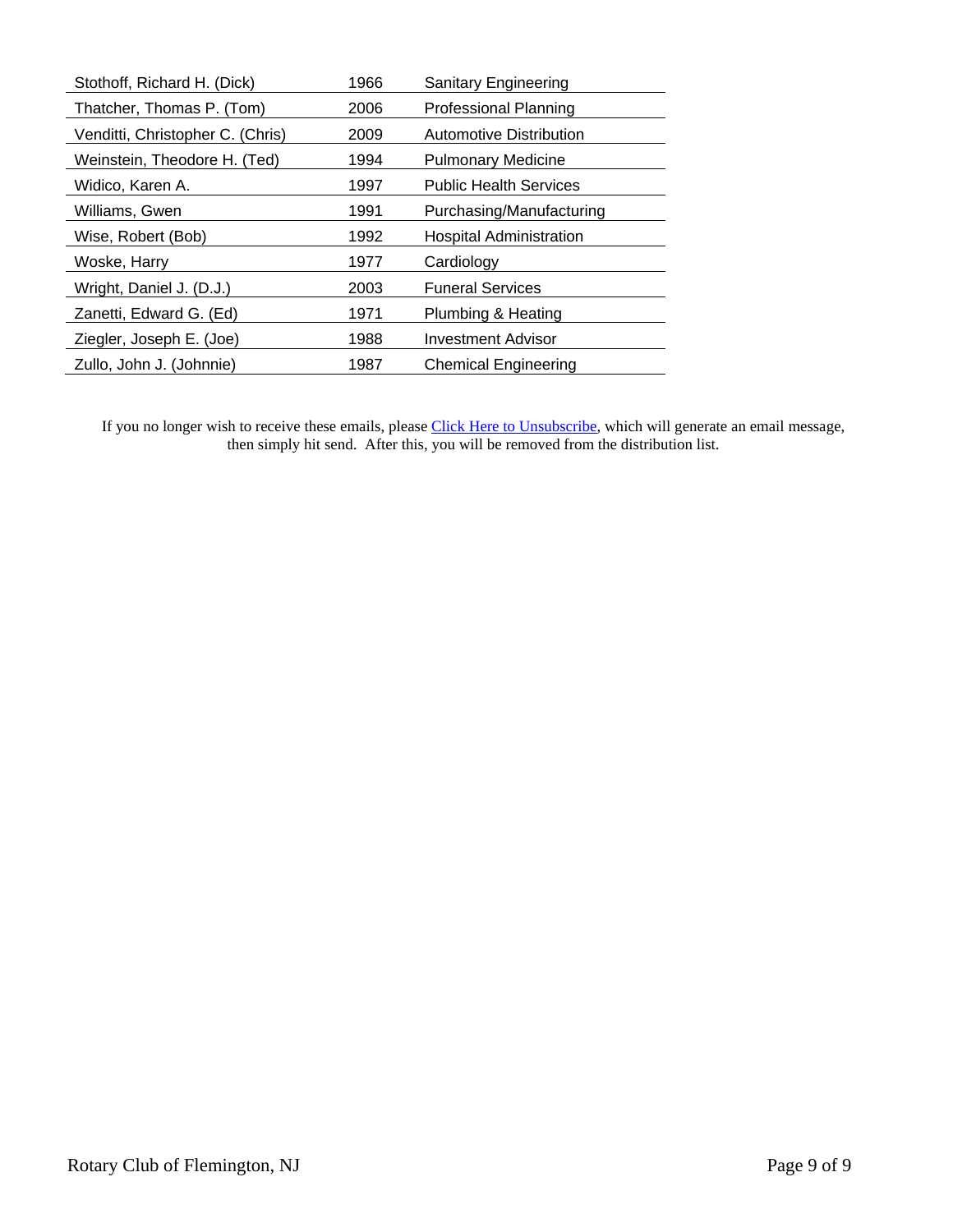| | | |
|---|---|---|
| Stothoff, Richard H. (Dick) | 1966 | Sanitary Engineering |
| Thatcher, Thomas P. (Tom) | 2006 | Professional Planning |
| Venditti, Christopher C. (Chris) | 2009 | Automotive Distribution |
| Weinstein, Theodore H. (Ted) | 1994 | Pulmonary Medicine |
| Widico, Karen A. | 1997 | Public Health Services |
| Williams, Gwen | 1991 | Purchasing/Manufacturing |
| Wise, Robert (Bob) | 1992 | Hospital Administration |
| Woske, Harry | 1977 | Cardiology |
| Wright, Daniel J. (D.J.) | 2003 | Funeral Services |
| Zanetti, Edward G. (Ed) | 1971 | Plumbing & Heating |
| Ziegler, Joseph E. (Joe) | 1988 | Investment Advisor |
| Zullo, John J. (Johnnie) | 1987 | Chemical Engineering |

If you no longer wish to receive these emails, please Click Here to Unsubscribe, which will generate an email message, then simply hit send. After this, you will be removed from the distribution list.